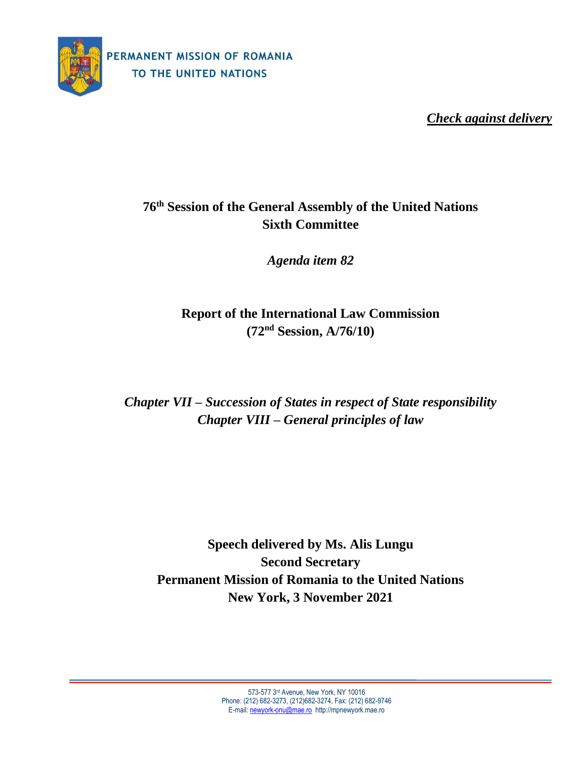PERMANENT MISSION OF ROMANIA
TO THE UNITED NATIONS

***Check against delivery***

# 76th Session of the General Assembly of the United Nations
# Sixth Committee

*Agenda item 82*

## Report of the International Law Commission
## (72nd Session, A/76/10)

***Chapter VII – Succession of States in respect of State responsibility***
***Chapter VIII – General principles of law***

**Speech delivered by Ms. Alis Lungu**
**Second Secretary**
**Permanent Mission of Romania to the United Nations**
**New York, 3 November 2021**

573-577 3rd Avenue, New York, NY 10016
Phone: (212) 682-3273, (212)682-3274, Fax: (212) 682-9746
E-mail: newyork-onu@mae.ro http://mpnewyork.mae.ro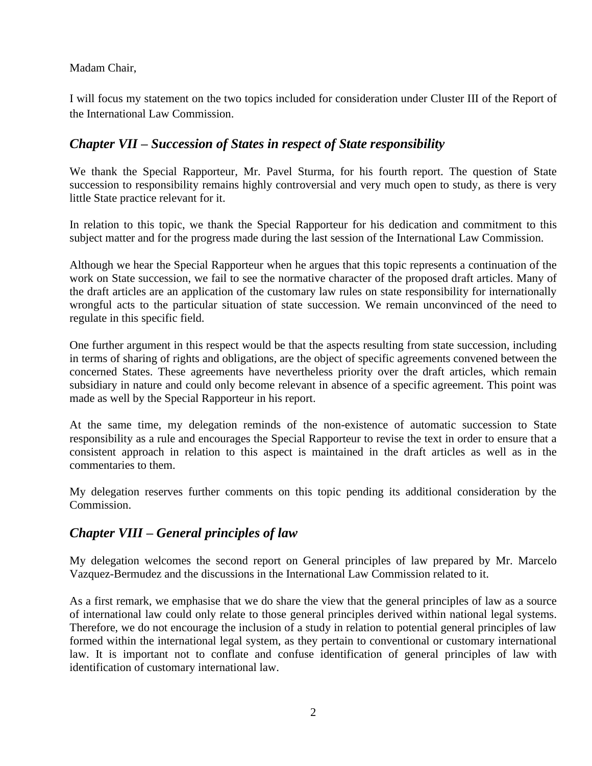Madam Chair,

I will focus my statement on the two topics included for consideration under Cluster III of the Report of the International Law Commission.

## *Chapter VII – Succession of States in respect of State responsibility*

We thank the Special Rapporteur, Mr. Pavel Sturma, for his fourth report. The question of State succession to responsibility remains highly controversial and very much open to study, as there is very little State practice relevant for it.

In relation to this topic, we thank the Special Rapporteur for his dedication and commitment to this subject matter and for the progress made during the last session of the International Law Commission.

Although we hear the Special Rapporteur when he argues that this topic represents a continuation of the work on State succession, we fail to see the normative character of the proposed draft articles. Many of the draft articles are an application of the customary law rules on state responsibility for internationally wrongful acts to the particular situation of state succession. We remain unconvinced of the need to regulate in this specific field.

One further argument in this respect would be that the aspects resulting from state succession, including in terms of sharing of rights and obligations, are the object of specific agreements convened between the concerned States. These agreements have nevertheless priority over the draft articles, which remain subsidiary in nature and could only become relevant in absence of a specific agreement. This point was made as well by the Special Rapporteur in his report.

At the same time, my delegation reminds of the non-existence of automatic succession to State responsibility as a rule and encourages the Special Rapporteur to revise the text in order to ensure that a consistent approach in relation to this aspect is maintained in the draft articles as well as in the commentaries to them.

My delegation reserves further comments on this topic pending its additional consideration by the Commission.

## *Chapter VIII – General principles of law*

My delegation welcomes the second report on General principles of law prepared by Mr. Marcelo Vazquez-Bermudez and the discussions in the International Law Commission related to it.

As a first remark, we emphasise that we do share the view that the general principles of law as a source of international law could only relate to those general principles derived within national legal systems. Therefore, we do not encourage the inclusion of a study in relation to potential general principles of law formed within the international legal system, as they pertain to conventional or customary international law. It is important not to conflate and confuse identification of general principles of law with identification of customary international law.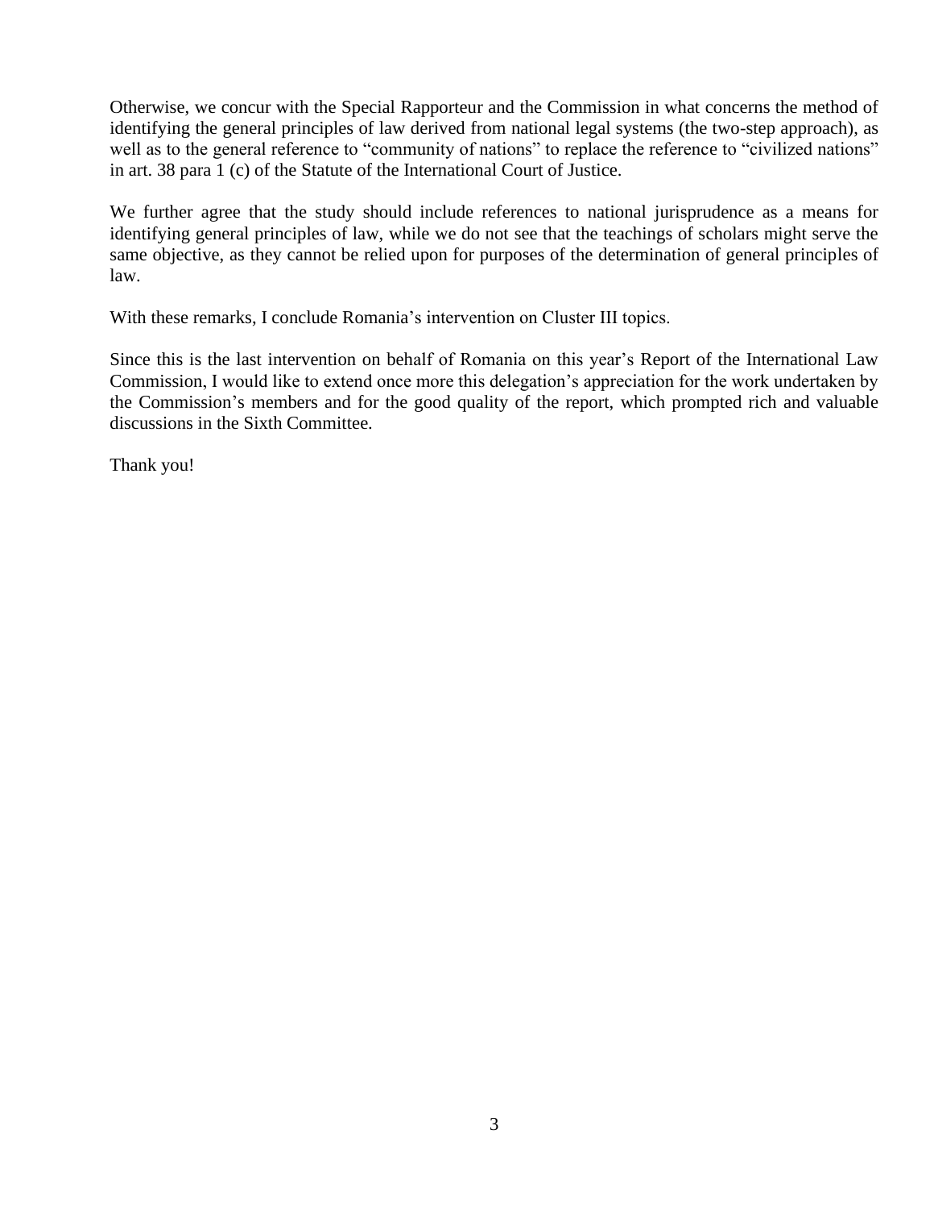Otherwise, we concur with the Special Rapporteur and the Commission in what concerns the method of identifying the general principles of law derived from national legal systems (the two-step approach), as well as to the general reference to "community of nations" to replace the reference to "civilized nations" in art. 38 para 1 (c) of the Statute of the International Court of Justice.

We further agree that the study should include references to national jurisprudence as a means for identifying general principles of law, while we do not see that the teachings of scholars might serve the same objective, as they cannot be relied upon for purposes of the determination of general principles of law.

With these remarks, I conclude Romania's intervention on Cluster III topics.

Since this is the last intervention on behalf of Romania on this year's Report of the International Law Commission, I would like to extend once more this delegation's appreciation for the work undertaken by the Commission's members and for the good quality of the report, which prompted rich and valuable discussions in the Sixth Committee.

Thank you!